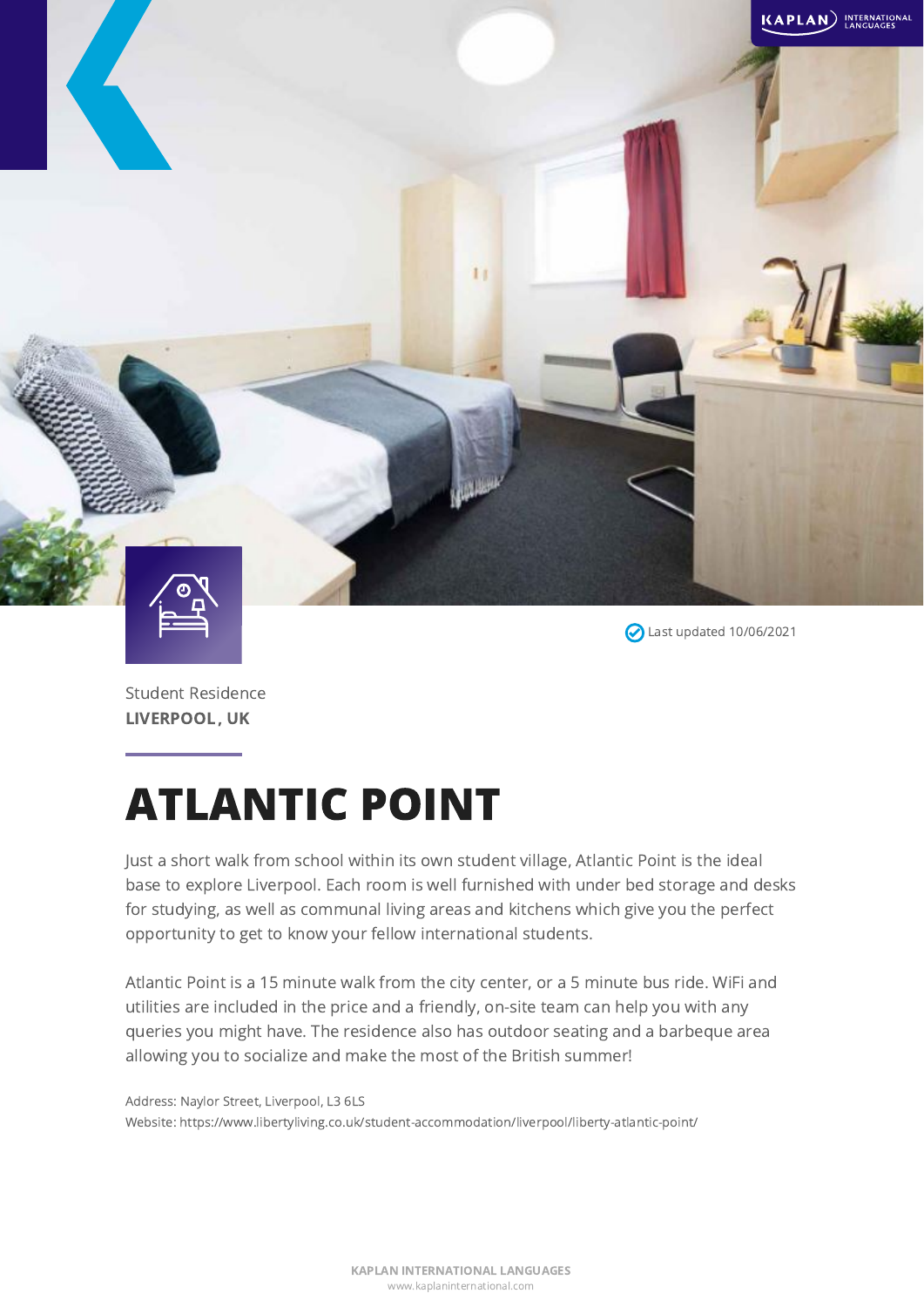Last updated 10/06/2021

Student Residence
**LIVERPOOL, UK**

# ATLANTIC POINT

Just a short walk from school within its own student village, Atlantic Point is the ideal base to explore Liverpool. Each room is well furnished with under bed storage and desks for studying, as well as communal living areas and kitchens which give you the perfect opportunity to get to know your fellow international students.

Atlantic Point is a 15 minute walk from the city center, or a 5 minute bus ride. WiFi and utilities are included in the price and a friendly, on-site team can help you with any queries you might have. The residence also has outdoor seating and a barbeque area allowing you to socialize and make the most of the British summer!

Address: Naylor Street, Liverpool, L3 6LS
Website: https://www.libertyliving.co.uk/student-accommodation/liverpool/liberty-atlantic-point/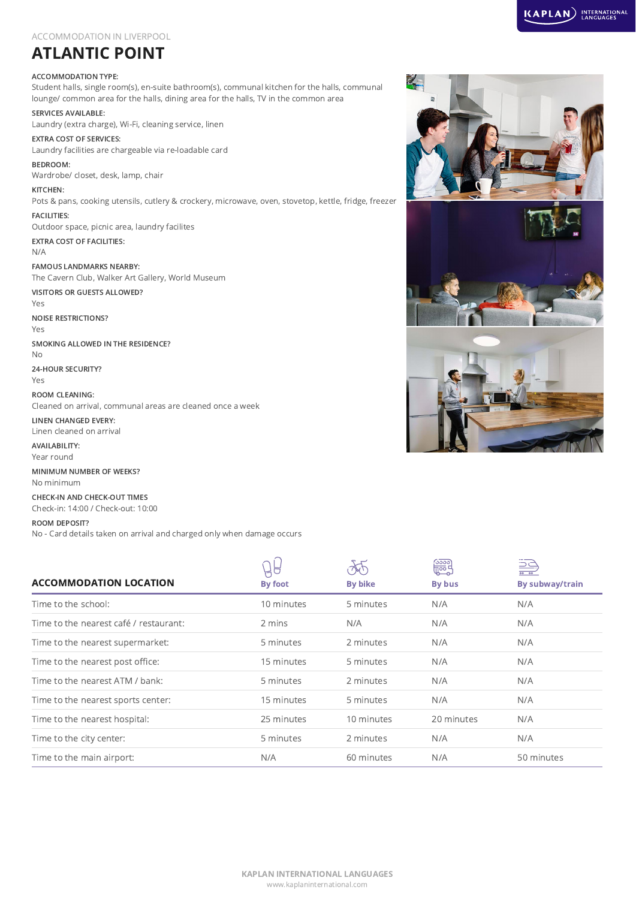ACCOMMODATION IN LIVERPOOL

# ATLANTIC POINT

**ACCOMMODATION TYPE:**
Student halls, single room(s), en-suite bathroom(s), communal kitchen for the halls, communal lounge/ common area for the halls, dining area for the halls, TV in the common area

**SERVICES AVAILABLE:**
Laundry (extra charge), Wi-Fi, cleaning service, linen

**EXTRA COST OF SERVICES:**
Laundry facilities are chargeable via re-loadable card

**BEDROOM:**
Wardrobe/ closet, desk, lamp, chair

**KITCHEN:**
Pots & pans, cooking utensils, cutlery & crockery, microwave, oven, stovetop, kettle, fridge, freezer

**FACILITIES:**
Outdoor space, picnic area, laundry facilites

**EXTRA COST OF FACILITIES:**
N/A

**FAMOUS LANDMARKS NEARBY:**
The Cavern Club, Walker Art Gallery, World Museum

**VISITORS OR GUESTS ALLOWED?**
Yes

**NOISE RESTRICTIONS?**
Yes

**SMOKING ALLOWED IN THE RESIDENCE?**
No

**24-HOUR SECURITY?**
Yes

**ROOM CLEANING:**
Cleaned on arrival, communal areas are cleaned once a week

**LINEN CHANGED EVERY:**
Linen cleaned on arrival

**AVAILABILITY:**
Year round

**MINIMUM NUMBER OF WEEKS?**
No minimum

**CHECK-IN AND CHECK-OUT TIMES**
Check-in: 14:00 / Check-out: 10:00

**ROOM DEPOSIT?**
No - Card details taken on arrival and charged only when damage occurs

| ACCOMMODATION LOCATION | By foot | By bike | By bus | By subway/train |
|---|---|---|---|---|
| Time to the school: | 10 minutes | 5 minutes | N/A | N/A |
| Time to the nearest café / restaurant: | 2 mins | N/A | N/A | N/A |
| Time to the nearest supermarket: | 5 minutes | 2 minutes | N/A | N/A |
| Time to the nearest post office: | 15 minutes | 5 minutes | N/A | N/A |
| Time to the nearest ATM / bank: | 5 minutes | 2 minutes | N/A | N/A |
| Time to the nearest sports center: | 15 minutes | 5 minutes | N/A | N/A |
| Time to the nearest hospital: | 25 minutes | 10 minutes | 20 minutes | N/A |
| Time to the city center: | 5 minutes | 2 minutes | N/A | N/A |
| Time to the main airport: | N/A | 60 minutes | N/A | 50 minutes |